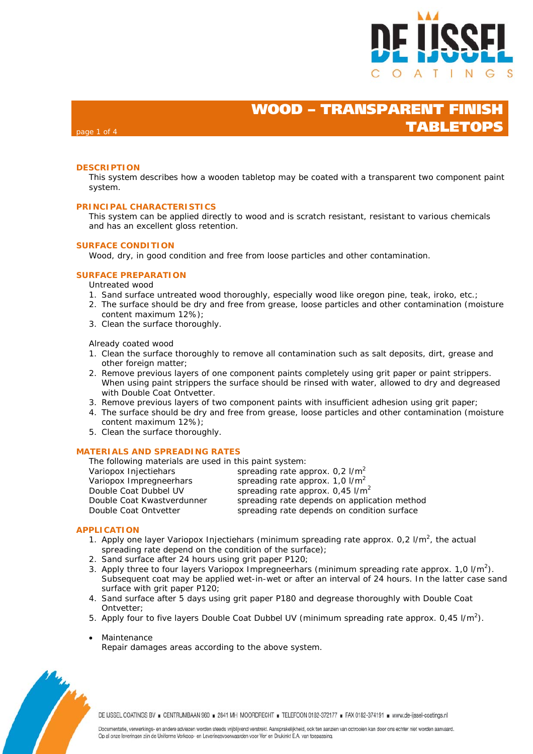# WOOD – TRANSPARENT FINISH TABLETOPS

## DESCRIPTION

This system describes how a wooden tabletop may be coated with a transparent two component paint system.

## PRINCIPAL CHARACTERISTICS

This system can be applied directly to wood and is scratch resistant, resistant to various chemicals and has an excellent gloss retention.

## SURFACE CONDITION

Wood, dry, in good condition and free from loose particles and other contamination.

## SURFACE PREPARATION

Untreated wood

1. Sand surface untreated wood thoroughly, especially wood like oregon pine, teak, iroko, etc.;
2. The surface should be dry and free from grease, loose particles and other contamination (moisture content maximum 12%);
3. Clean the surface thoroughly.

Already coated wood

1. Clean the surface thoroughly to remove all contamination such as salt deposits, dirt, grease and other foreign matter;
2. Remove previous layers of one component paints completely using grit paper or paint strippers. When using paint strippers the surface should be rinsed with water, allowed to dry and degreased with Double Coat Ontvetter.
3. Remove previous layers of two component paints with insufficient adhesion using grit paper;
4. The surface should be dry and free from grease, loose particles and other contamination (moisture content maximum 12%);
5. Clean the surface thoroughly.

## MATERIALS AND SPREADING RATES

The following materials are used in this paint system:

| Material | Spreading rate |
|---|---|
| Variopox Injectiehars | spreading rate approx. 0,2 l/m$^2$ |
| Variopox Impregneerhars | spreading rate approx. 1,0 l/m$^2$ |
| Double Coat Dubbel UV | spreading rate approx. 0,45 l/m$^2$ |
| Double Coat Kwastverdunner | spreading rate depends on application method |
| Double Coat Ontvetter | spreading rate depends on condition surface |

## APPLICATION

1. Apply one layer Variopox Injectiehars (minimum spreading rate approx. 0,2 l/m$^2$, the actual spreading rate depend on the condition of the surface);
2. Sand surface after 24 hours using grit paper P120;
3. Apply three to four layers Variopox Impregneerhars (minimum spreading rate approx. 1,0 l/m$^2$). Subsequent coat may be applied wet-in-wet or after an interval of 24 hours. In the latter case sand surface with grit paper P120;
4. Sand surface after 5 days using grit paper P180 and degrease thoroughly with Double Coat Ontvetter;
5. Apply four to five layers Double Coat Dubbel UV (minimum spreading rate approx. 0,45 l/m$^2$).

- Maintenance
  Repair damages areas according to the above system.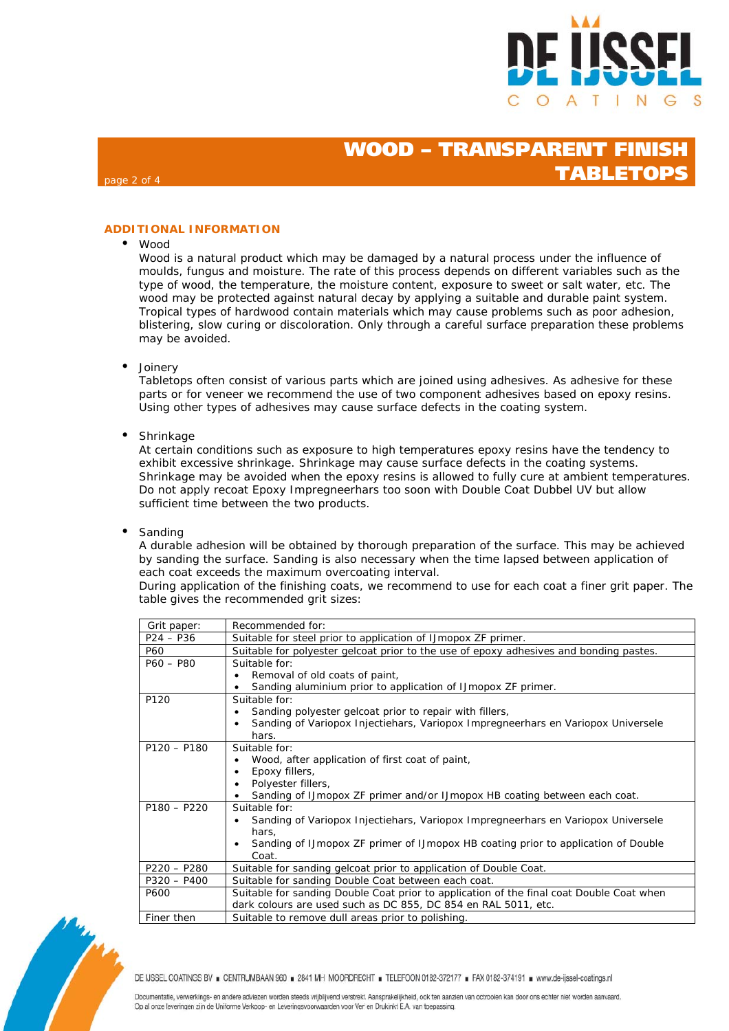## ADDITIONAL INFORMATION

- Wood

  Wood is a natural product which may be damaged by a natural process under the influence of moulds, fungus and moisture. The rate of this process depends on different variables such as the type of wood, the temperature, the moisture content, exposure to sweet or salt water, etc. The wood may be protected against natural decay by applying a suitable and durable paint system. Tropical types of hardwood contain materials which may cause problems such as poor adhesion, blistering, slow curing or discoloration. Only through a careful surface preparation these problems may be avoided.

- Joinery

  Tabletops often consist of various parts which are joined using adhesives. As adhesive for these parts or for veneer we recommend the use of two component adhesives based on epoxy resins. Using other types of adhesives may cause surface defects in the coating system.

- Shrinkage

  At certain conditions such as exposure to high temperatures epoxy resins have the tendency to exhibit excessive shrinkage. Shrinkage may cause surface defects in the coating systems. Shrinkage may be avoided when the epoxy resins is allowed to fully cure at ambient temperatures. Do not apply recoat Epoxy Impregneerhars too soon with Double Coat Dubbel UV but allow sufficient time between the two products.

- Sanding

  A durable adhesion will be obtained by thorough preparation of the surface. This may be achieved by sanding the surface. Sanding is also necessary when the time lapsed between application of each coat exceeds the maximum overcoating interval.
  During application of the finishing coats, we recommend to use for each coat a finer grit paper. The table gives the recommended grit sizes:

| Grit paper: | Recommended for: |
|---|---|
| P24 – P36 | Suitable for steel prior to application of IJmopox ZF primer. |
| P60 | Suitable for polyester gelcoat prior to the use of epoxy adhesives and bonding pastes. |
| P60 – P80 | Suitable for:<br>• Removal of old coats of paint,<br>• Sanding aluminium prior to application of IJmopox ZF primer. |
| P120 | Suitable for:<br>• Sanding polyester gelcoat prior to repair with fillers,<br>• Sanding of Variopox Injectiehars, Variopox Impregneerhars en Variopox Universele hars. |
| P120 – P180 | Suitable for:<br>• Wood, after application of first coat of paint,<br>• Epoxy fillers,<br>• Polyester fillers,<br>• Sanding of IJmopox ZF primer and/or IJmopox HB coating between each coat. |
| P180 – P220 | Suitable for:<br>• Sanding of Variopox Injectiehars, Variopox Impregneerhars en Variopox Universele hars,<br>• Sanding of IJmopox ZF primer of IJmopox HB coating prior to application of Double Coat. |
| P220 – P280 | Suitable for sanding gelcoat prior to application of Double Coat. |
| P320 – P400 | Suitable for sanding Double Coat between each coat. |
| P600 | Suitable for sanding Double Coat prior to application of the final coat Double Coat when dark colours are used such as DC 855, DC 854 en RAL 5011, etc. |
| Finer then | Suitable to remove dull areas prior to polishing. |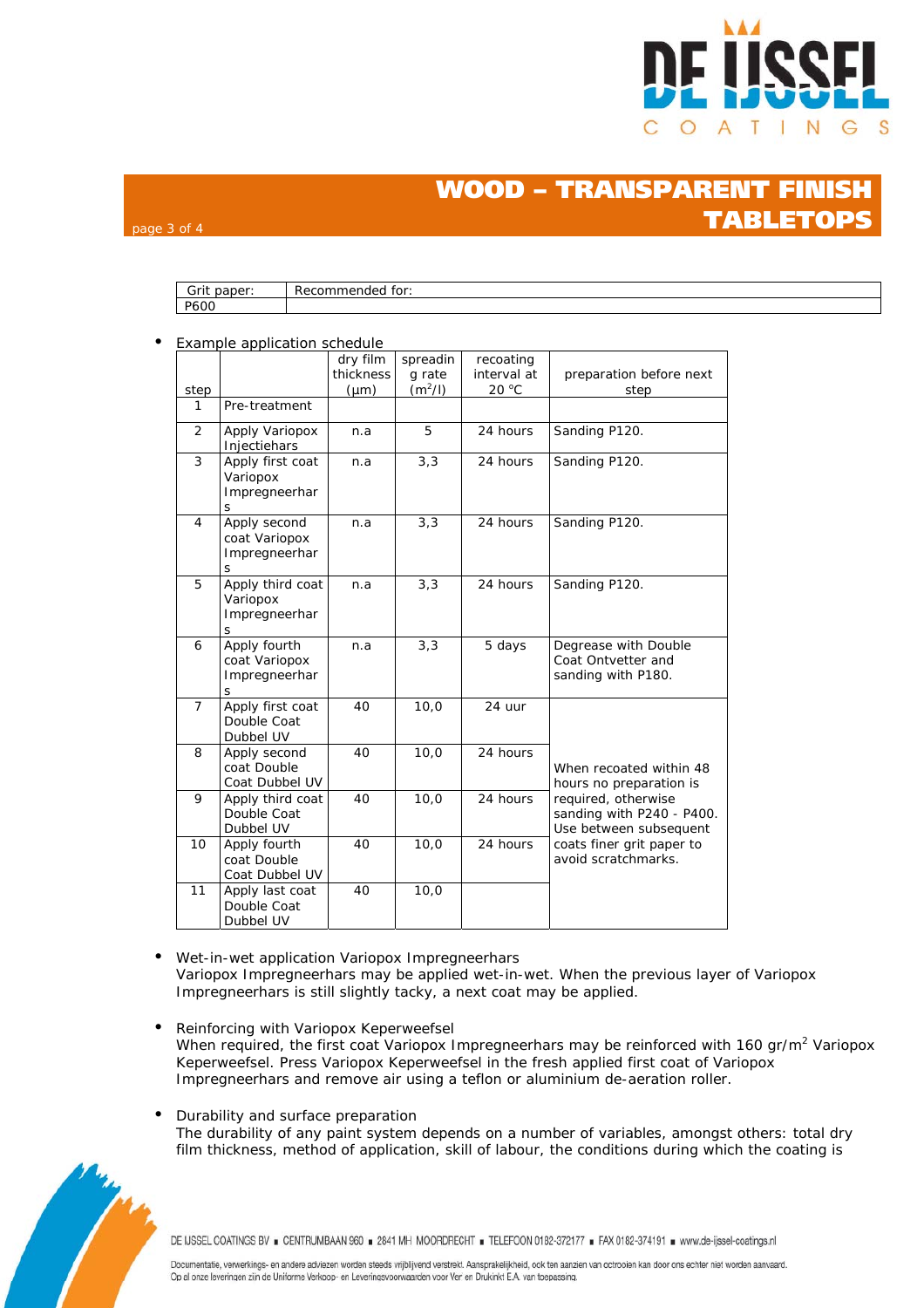| Grit paper: | Recommended for: |
|---|---|
| P600 | |

- Example application schedule

| step | | dry film thickness (µm) | spreading rate ($m^2/l$) | recoating interval at 20 °C | preparation before next step |
|---|---|---|---|---|---|
| 1 | Pre-treatment | | | | |
| 2 | Apply Variopox Injectiehars | n.a | 5 | 24 hours | Sanding P120. |
| 3 | Apply first coat Variopox Impregneerhars | n.a | 3,3 | 24 hours | Sanding P120. |
| 4 | Apply second coat Variopox Impregneerhars | n.a | 3,3 | 24 hours | Sanding P120. |
| 5 | Apply third coat Variopox Impregneerhars | n.a | 3,3 | 24 hours | Sanding P120. |
| 6 | Apply fourth coat Variopox Impregneerhars | n.a | 3,3 | 5 days | Degrease with Double Coat Ontvetter and sanding with P180. |
| 7 | Apply first coat Double Coat Dubbel UV | 40 | 10,0 | 24 uur | When recoated within 48 hours no preparation is required, otherwise sanding with P240 - P400. Use between subsequent coats finer grit paper to avoid scratchmarks. |
| 8 | Apply second coat Double Coat Dubbel UV | 40 | 10,0 | 24 hours | |
| 9 | Apply third coat Double Coat Dubbel UV | 40 | 10,0 | 24 hours | |
| 10 | Apply fourth coat Double Coat Dubbel UV | 40 | 10,0 | 24 hours | |
| 11 | Apply last coat Double Coat Dubbel UV | 40 | 10,0 | | |

- Wet-in-wet application Variopox Impregneerhars
  Variopox Impregneerhars may be applied wet-in-wet. When the previous layer of Variopox Impregneerhars is still slightly tacky, a next coat may be applied.

- Reinforcing with Variopox Keperweefsel
  When required, the first coat Variopox Impregneerhars may be reinforced with 160 gr/$m^2$ Variopox Keperweefsel. Press Variopox Keperweefsel in the fresh applied first coat of Variopox Impregneerhars and remove air using a teflon or aluminium de-aeration roller.

- Durability and surface preparation
  The durability of any paint system depends on a number of variables, amongst others: total dry film thickness, method of application, skill of labour, the conditions during which the coating is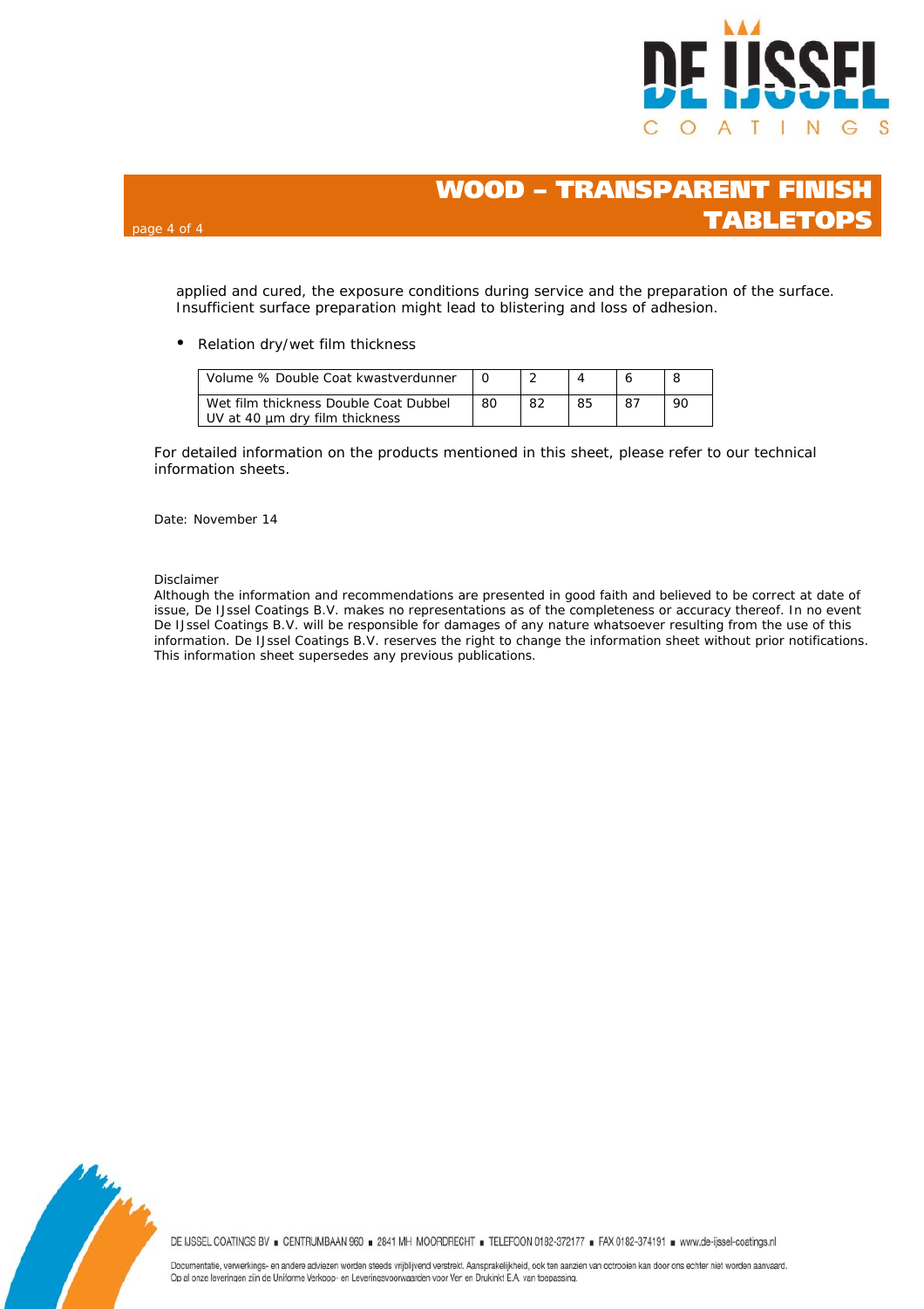applied and cured, the exposure conditions during service and the preparation of the surface. Insufficient surface preparation might lead to blistering and loss of adhesion.

- Relation dry/wet film thickness

| | | | | | |
|---|---|---|---|---|---|
| Volume % Double Coat kwastverdunner | 0 | 2 | 4 | 6 | 8 |
| Wet film thickness Double Coat Dubbel UV at 40 µm dry film thickness | 80 | 82 | 85 | 87 | 90 |

For detailed information on the products mentioned in this sheet, please refer to our technical information sheets.

Date: November 14

Disclaimer
Although the information and recommendations are presented in good faith and believed to be correct at date of issue, De IJssel Coatings B.V. makes no representations as of the completeness or accuracy thereof. In no event De IJssel Coatings B.V. will be responsible for damages of any nature whatsoever resulting from the use of this information. De IJssel Coatings B.V. reserves the right to change the information sheet without prior notifications. This information sheet supersedes any previous publications.